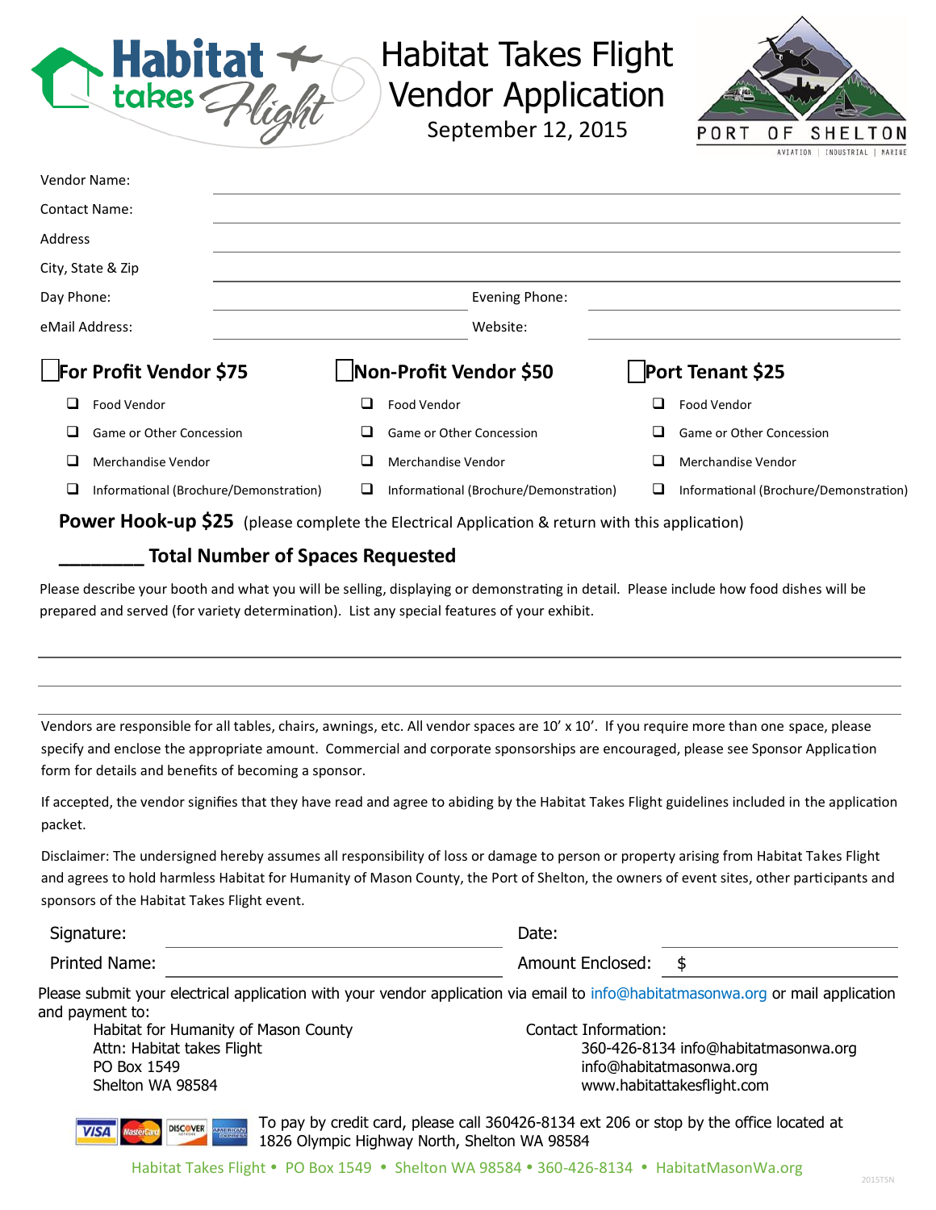# Habitat Takes Flight Vendor Application

September 12, 2015

PORT OF SHELTON
AVIATION | INDUSTRIAL | MARINE

Vendor Name: ______________________________

Contact Name: ______________________________

Address ______________________________

City, State & Zip ______________________________

Day Phone: ______________ Evening Phone: ______________

eMail Address: ______________ Website: ______________

| ☐ **For Profit Vendor $75** | ☐ **Non-Profit Vendor $50** | ☐ **Port Tenant $25** |
|---|---|---|
| ☐ Food Vendor | ☐ Food Vendor | ☐ Food Vendor |
| ☐ Game or Other Concession | ☐ Game or Other Concession | ☐ Game or Other Concession |
| ☐ Merchandise Vendor | ☐ Merchandise Vendor | ☐ Merchandise Vendor |
| ☐ Informational (Brochure/Demonstration) | ☐ Informational (Brochure/Demonstration) | ☐ Informational (Brochure/Demonstration) |

**Power Hook-up $25** (please complete the Electrical Application & return with this application)

**________ Total Number of Spaces Requested**

Please describe your booth and what you will be selling, displaying or demonstrating in detail. Please include how food dishes will be prepared and served (for variety determination). List any special features of your exhibit.

______________________________

______________________________

______________________________

Vendors are responsible for all tables, chairs, awnings, etc. All vendor spaces are 10' x 10'. If you require more than one space, please specify and enclose the appropriate amount. Commercial and corporate sponsorships are encouraged, please see Sponsor Application form for details and benefits of becoming a sponsor.

If accepted, the vendor signifies that they have read and agree to abiding by the Habitat Takes Flight guidelines included in the application packet.

Disclaimer: The undersigned hereby assumes all responsibility of loss or damage to person or property arising from Habitat Takes Flight and agrees to hold harmless Habitat for Humanity of Mason County, the Port of Shelton, the owners of event sites, other participants and sponsors of the Habitat Takes Flight event.

Signature: ______________________ Date: ______________

Printed Name: ______________________ Amount Enclosed: $ ______________

Please submit your electrical application with your vendor application via email to info@habitatmasonwa.org or mail application and payment to:

Habitat for Humanity of Mason County
Attn: Habitat takes Flight
PO Box 1549
Shelton WA 98584

Contact Information:
360-426-8134 info@habitatmasonwa.org
info@habitatmasonwa.org
www.habitattakesflight.com

VISA MasterCard DISCOVER AMERICAN EXPRESS

To pay by credit card, please call 360426-8134 ext 206 or stop by the office located at 1826 Olympic Highway North, Shelton WA 98584

Habitat Takes Flight • PO Box 1549 • Shelton WA 98584 • 360-426-8134 • HabitatMasonWa.org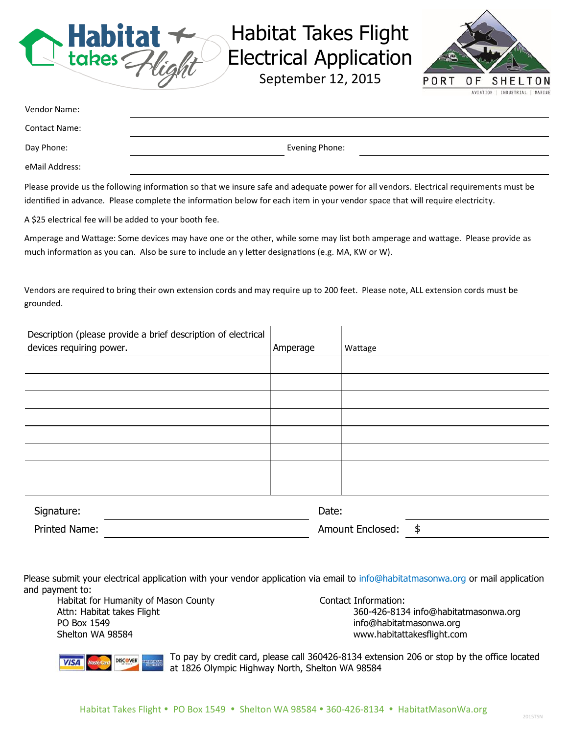# Habitat Takes Flight Electrical Application

September 12, 2015

PORT OF SHELTON

AVIATION | INDUSTRIAL | MARINE

Vendor Name: ______________________________

Contact Name: ______________________________

Day Phone: ______________ Evening Phone: ______________

eMail Address: ______________________________

Please provide us the following information so that we insure safe and adequate power for all vendors. Electrical requirements must be identified in advance. Please complete the information below for each item in your vendor space that will require electricity.

A $25 electrical fee will be added to your booth fee.

Amperage and Wattage: Some devices may have one or the other, while some may list both amperage and wattage. Please provide as much information as you can. Also be sure to include an y letter designations (e.g. MA, KW or W).

Vendors are required to bring their own extension cords and may require up to 200 feet. Please note, ALL extension cords must be grounded.

| Description (please provide a brief description of electrical devices requiring power. | Amperage | Wattage |
|---|---|---|
| | | |
| | | |
| | | |
| | | |
| | | |
| | | |
| | | |
| | | |

Signature: ______________ Date: ______________

Printed Name: ______________ Amount Enclosed: $ ______________

Please submit your electrical application with your vendor application via email to info@habitatmasonwa.org or mail application and payment to:

Habitat for Humanity of Mason County
Attn: Habitat takes Flight
PO Box 1549
Shelton WA 98584

Contact Information:
360-426-8134 info@habitatmasonwa.org
info@habitatmasonwa.org
www.habitattakesflight.com

To pay by credit card, please call 360426-8134 extension 206 or stop by the office located at 1826 Olympic Highway North, Shelton WA 98584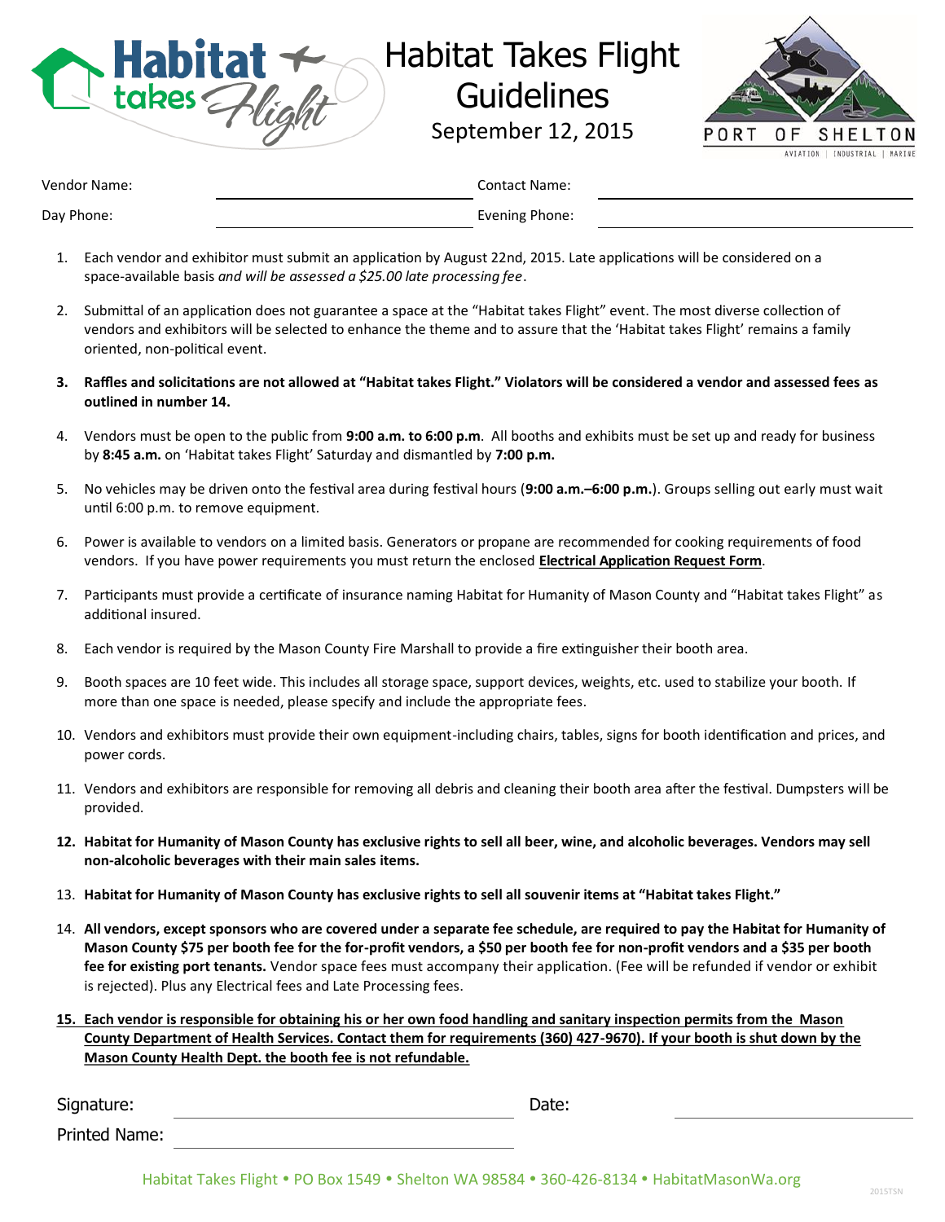# Habitat Takes Flight Guidelines

September 12, 2015

PORT OF SHELTON

AVIATION | INDUSTRIAL | MARINE

Vendor Name: ______________________ Contact Name: ______________________

Day Phone: ______________________ Evening Phone: ______________________

1. Each vendor and exhibitor must submit an application by August 22nd, 2015. Late applications will be considered on a space-available basis *and will be assessed a $25.00 late processing fee*.
2. Submittal of an application does not guarantee a space at the "Habitat takes Flight" event. The most diverse collection of vendors and exhibitors will be selected to enhance the theme and to assure that the 'Habitat takes Flight' remains a family oriented, non-political event.
3. **Raffles and solicitations are not allowed at "Habitat takes Flight." Violators will be considered a vendor and assessed fees as outlined in number 14.**
4. Vendors must be open to the public from **9:00 a.m. to 6:00 p.m**. All booths and exhibits must be set up and ready for business by **8:45 a.m.** on 'Habitat takes Flight' Saturday and dismantled by **7:00 p.m.**
5. No vehicles may be driven onto the festival area during festival hours (**9:00 a.m.–6:00 p.m.**). Groups selling out early must wait until 6:00 p.m. to remove equipment.
6. Power is available to vendors on a limited basis. Generators or propane are recommended for cooking requirements of food vendors. If you have power requirements you must return the enclosed **Electrical Application Request Form**.
7. Participants must provide a certificate of insurance naming Habitat for Humanity of Mason County and "Habitat takes Flight" as additional insured.
8. Each vendor is required by the Mason County Fire Marshall to provide a fire extinguisher their booth area.
9. Booth spaces are 10 feet wide. This includes all storage space, support devices, weights, etc. used to stabilize your booth. If more than one space is needed, please specify and include the appropriate fees.
10. Vendors and exhibitors must provide their own equipment-including chairs, tables, signs for booth identification and prices, and power cords.
11. Vendors and exhibitors are responsible for removing all debris and cleaning their booth area after the festival. Dumpsters will be provided.
12. **Habitat for Humanity of Mason County has exclusive rights to sell all beer, wine, and alcoholic beverages. Vendors may sell non-alcoholic beverages with their main sales items.**
13. **Habitat for Humanity of Mason County has exclusive rights to sell all souvenir items at "Habitat takes Flight."**
14. **All vendors, except sponsors who are covered under a separate fee schedule, are required to pay the Habitat for Humanity of Mason County $75 per booth fee for the for-profit vendors, a $50 per booth fee for non-profit vendors and a $35 per booth fee for existing port tenants.** Vendor space fees must accompany their application. (Fee will be refunded if vendor or exhibit is rejected). Plus any Electrical fees and Late Processing fees.
15. **Each vendor is responsible for obtaining his or her own food handling and sanitary inspection permits from the Mason County Department of Health Services. Contact them for requirements (360) 427-9670). If your booth is shut down by the Mason County Health Dept. the booth fee is not refundable.**

Signature: ______________________ Date: ______________________

Printed Name: ______________________

Habitat Takes Flight • PO Box 1549 • Shelton WA 98584 • 360-426-8134 • HabitatMasonWa.org